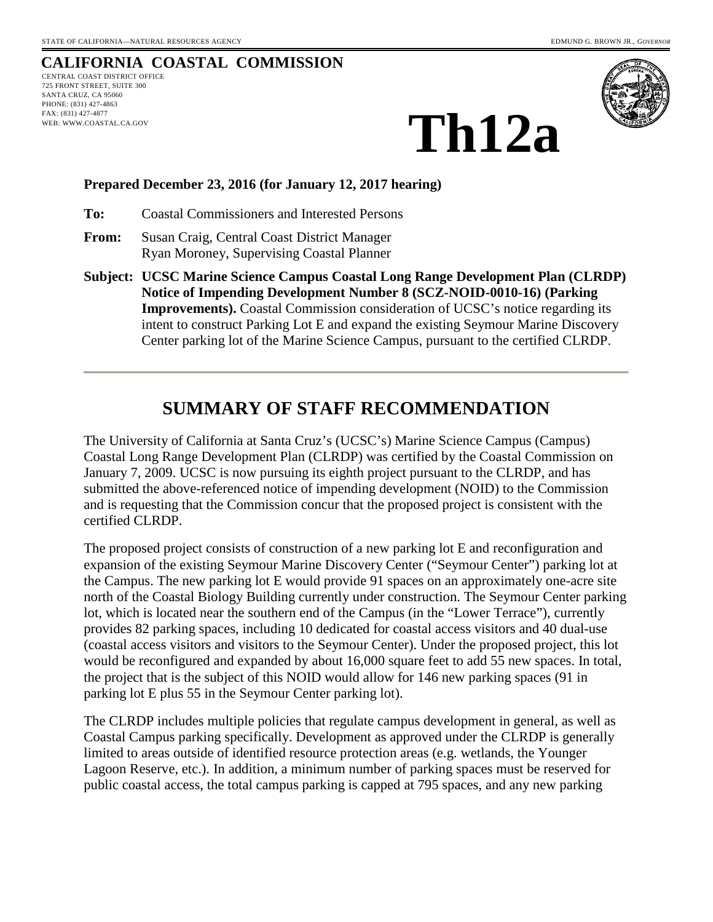STATE OF CALIFORNIA—NATURAL RESOURCES AGENCY EDMUND G. BROWN JR., *GOVERNOR*

**CALIFORNIA COASTAL COMMISSION**

CENTRAL COAST DISTRICT OFFICE
725 FRONT STREET, SUITE 300
SANTA CRUZ, CA 95060
PHONE: (831) 427-4863
FAX: (831) 427-4877
WEB: WWW.COASTAL.CA.GOV

# Th12a

**Prepared December 23, 2016 (for January 12, 2017 hearing)**

**To:** Coastal Commissioners and Interested Persons

**From:** Susan Craig, Central Coast District Manager
Ryan Moroney, Supervising Coastal Planner

**Subject: UCSC Marine Science Campus Coastal Long Range Development Plan (CLRDP) Notice of Impending Development Number 8 (SCZ-NOID-0010-16) (Parking Improvements).** Coastal Commission consideration of UCSC's notice regarding its intent to construct Parking Lot E and expand the existing Seymour Marine Discovery Center parking lot of the Marine Science Campus, pursuant to the certified CLRDP.

---

## SUMMARY OF STAFF RECOMMENDATION

The University of California at Santa Cruz's (UCSC's) Marine Science Campus (Campus) Coastal Long Range Development Plan (CLRDP) was certified by the Coastal Commission on January 7, 2009. UCSC is now pursuing its eighth project pursuant to the CLRDP, and has submitted the above-referenced notice of impending development (NOID) to the Commission and is requesting that the Commission concur that the proposed project is consistent with the certified CLRDP.

The proposed project consists of construction of a new parking lot E and reconfiguration and expansion of the existing Seymour Marine Discovery Center ("Seymour Center") parking lot at the Campus. The new parking lot E would provide 91 spaces on an approximately one-acre site north of the Coastal Biology Building currently under construction. The Seymour Center parking lot, which is located near the southern end of the Campus (in the "Lower Terrace"), currently provides 82 parking spaces, including 10 dedicated for coastal access visitors and 40 dual-use (coastal access visitors and visitors to the Seymour Center). Under the proposed project, this lot would be reconfigured and expanded by about 16,000 square feet to add 55 new spaces. In total, the project that is the subject of this NOID would allow for 146 new parking spaces (91 in parking lot E plus 55 in the Seymour Center parking lot).

The CLRDP includes multiple policies that regulate campus development in general, as well as Coastal Campus parking specifically. Development as approved under the CLRDP is generally limited to areas outside of identified resource protection areas (e.g. wetlands, the Younger Lagoon Reserve, etc.). In addition, a minimum number of parking spaces must be reserved for public coastal access, the total campus parking is capped at 795 spaces, and any new parking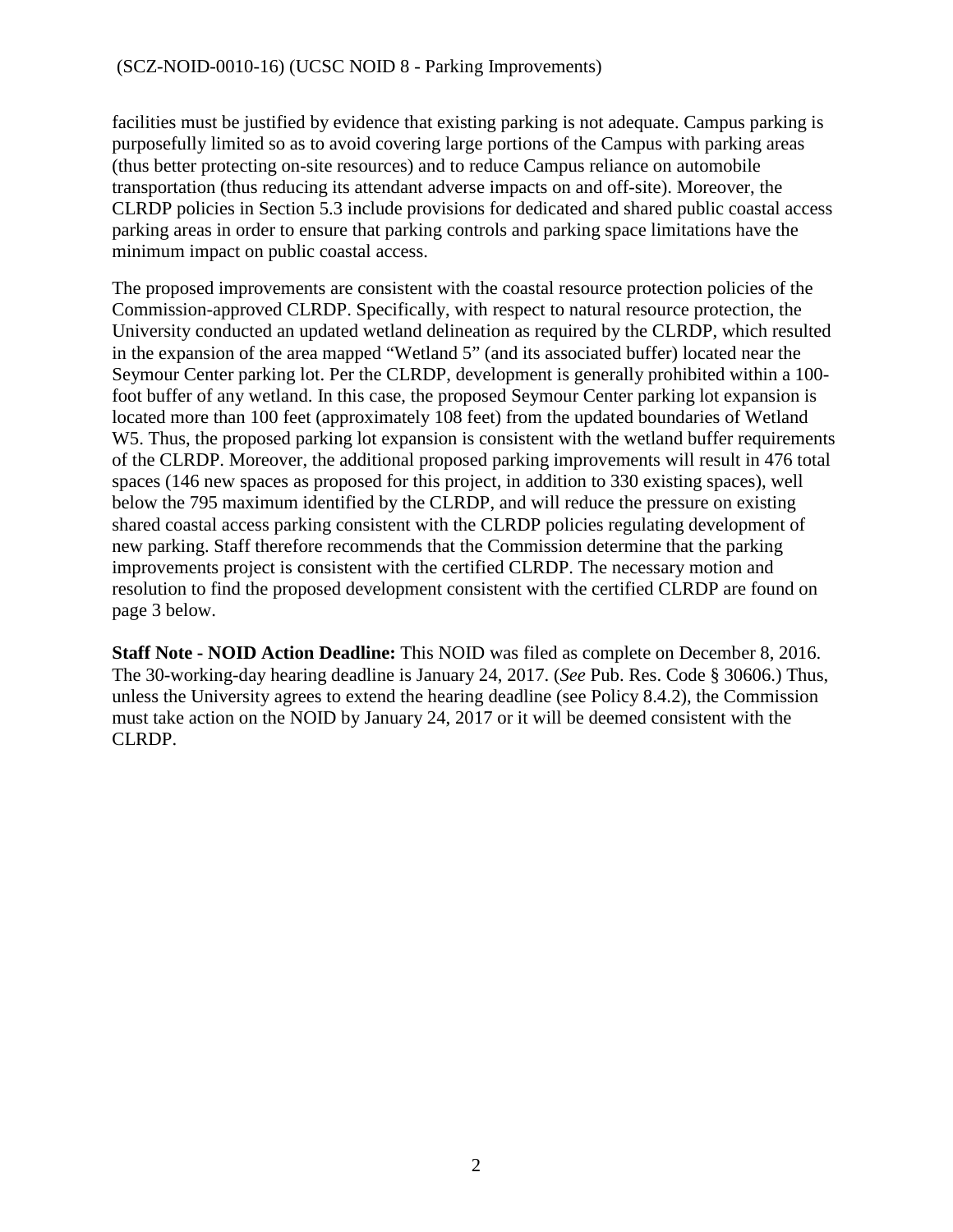facilities must be justified by evidence that existing parking is not adequate. Campus parking is purposefully limited so as to avoid covering large portions of the Campus with parking areas (thus better protecting on-site resources) and to reduce Campus reliance on automobile transportation (thus reducing its attendant adverse impacts on and off-site). Moreover, the CLRDP policies in Section 5.3 include provisions for dedicated and shared public coastal access parking areas in order to ensure that parking controls and parking space limitations have the minimum impact on public coastal access.

The proposed improvements are consistent with the coastal resource protection policies of the Commission-approved CLRDP. Specifically, with respect to natural resource protection, the University conducted an updated wetland delineation as required by the CLRDP, which resulted in the expansion of the area mapped "Wetland 5" (and its associated buffer) located near the Seymour Center parking lot. Per the CLRDP, development is generally prohibited within a 100-foot buffer of any wetland. In this case, the proposed Seymour Center parking lot expansion is located more than 100 feet (approximately 108 feet) from the updated boundaries of Wetland W5. Thus, the proposed parking lot expansion is consistent with the wetland buffer requirements of the CLRDP. Moreover, the additional proposed parking improvements will result in 476 total spaces (146 new spaces as proposed for this project, in addition to 330 existing spaces), well below the 795 maximum identified by the CLRDP, and will reduce the pressure on existing shared coastal access parking consistent with the CLRDP policies regulating development of new parking. Staff therefore recommends that the Commission determine that the parking improvements project is consistent with the certified CLRDP. The necessary motion and resolution to find the proposed development consistent with the certified CLRDP are found on page 3 below.

**Staff Note - NOID Action Deadline:** This NOID was filed as complete on December 8, 2016. The 30-working-day hearing deadline is January 24, 2017. (*See* Pub. Res. Code § 30606.) Thus, unless the University agrees to extend the hearing deadline (see Policy 8.4.2), the Commission must take action on the NOID by January 24, 2017 or it will be deemed consistent with the CLRDP.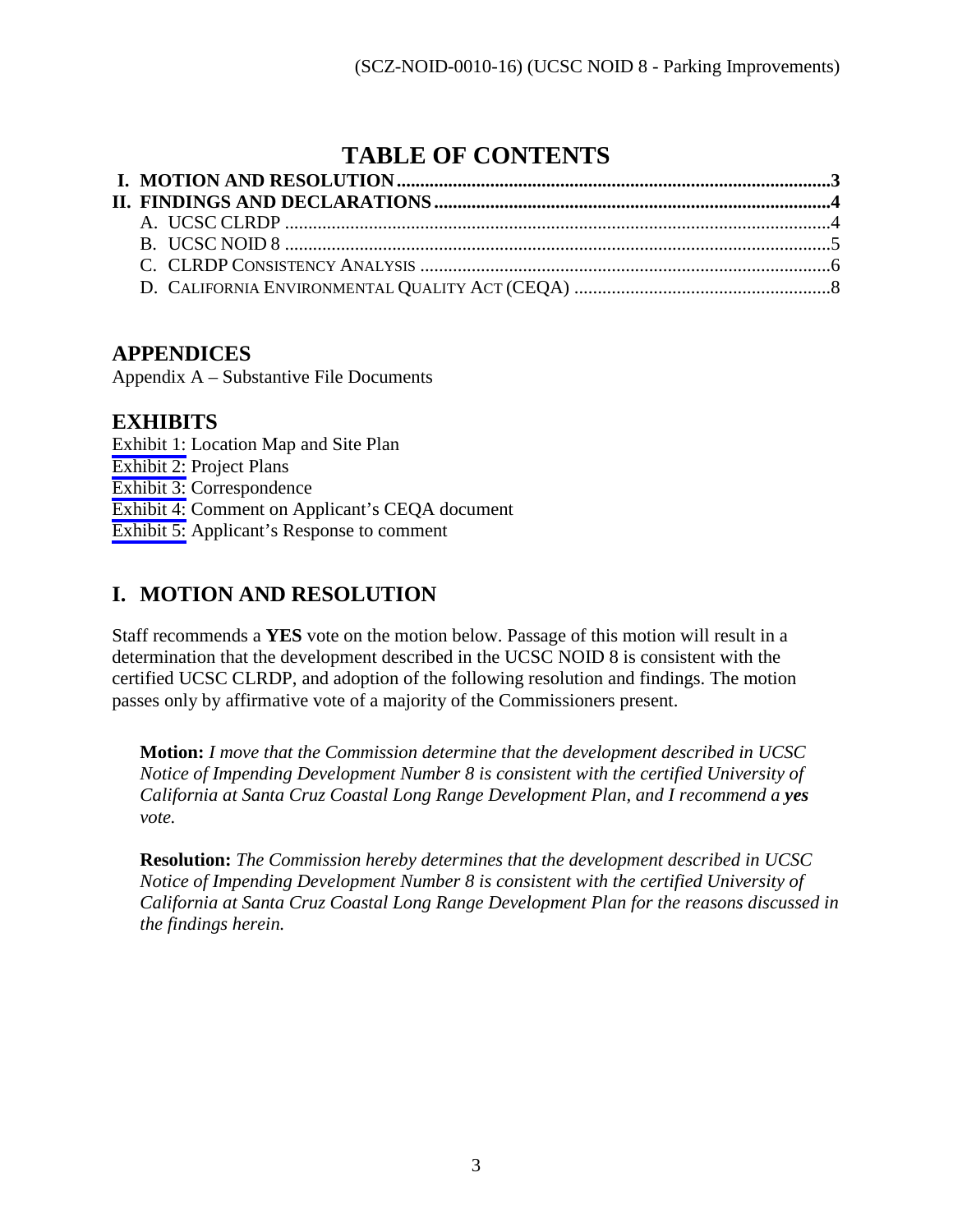# TABLE OF CONTENTS

**I. MOTION AND RESOLUTION** ..........3
**II. FINDINGS AND DECLARATIONS** ..........4
A. UCSC CLRDP ..........4
B. UCSC NOID 8 ..........5
C. CLRDP CONSISTENCY ANALYSIS ..........6
D. CALIFORNIA ENVIRONMENTAL QUALITY ACT (CEQA) ..........8

## APPENDICES

Appendix A – Substantive File Documents

## EXHIBITS

Exhibit 1: Location Map and Site Plan
Exhibit 2: Project Plans
Exhibit 3: Correspondence
Exhibit 4: Comment on Applicant's CEQA document
Exhibit 5: Applicant's Response to comment

## I. MOTION AND RESOLUTION

Staff recommends a **YES** vote on the motion below. Passage of this motion will result in a determination that the development described in the UCSC NOID 8 is consistent with the certified UCSC CLRDP, and adoption of the following resolution and findings. The motion passes only by affirmative vote of a majority of the Commissioners present.

> **Motion:** *I move that the Commission determine that the development described in UCSC Notice of Impending Development Number 8 is consistent with the certified University of California at Santa Cruz Coastal Long Range Development Plan, and I recommend a* ***yes*** *vote.*

> **Resolution:** *The Commission hereby determines that the development described in UCSC Notice of Impending Development Number 8 is consistent with the certified University of California at Santa Cruz Coastal Long Range Development Plan for the reasons discussed in the findings herein.*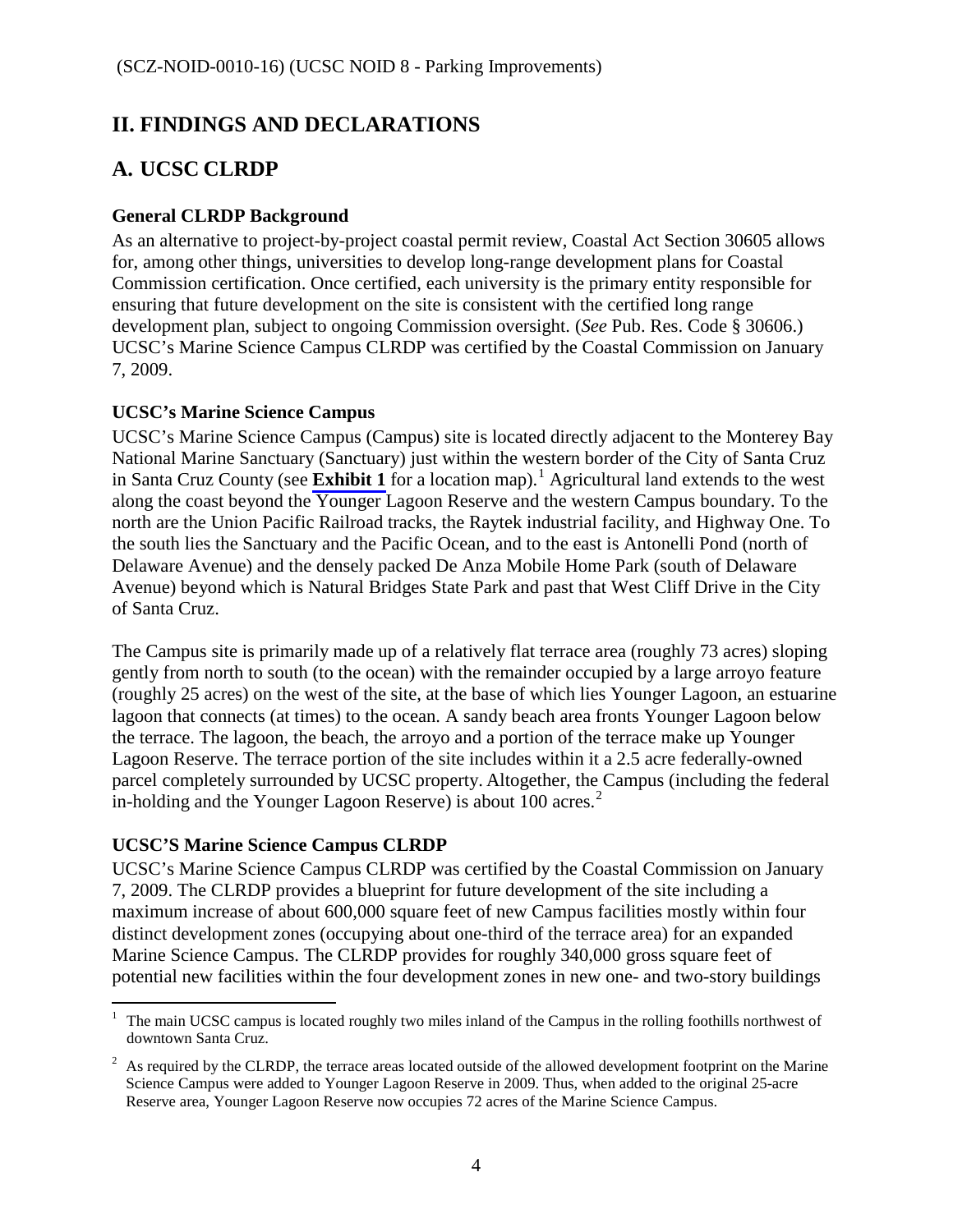# II. FINDINGS AND DECLARATIONS

## A. UCSC CLRDP

### General CLRDP Background

As an alternative to project-by-project coastal permit review, Coastal Act Section 30605 allows for, among other things, universities to develop long-range development plans for Coastal Commission certification. Once certified, each university is the primary entity responsible for ensuring that future development on the site is consistent with the certified long range development plan, subject to ongoing Commission oversight. (*See* Pub. Res. Code § 30606.) UCSC's Marine Science Campus CLRDP was certified by the Coastal Commission on January 7, 2009.

### UCSC's Marine Science Campus

UCSC's Marine Science Campus (Campus) site is located directly adjacent to the Monterey Bay National Marine Sanctuary (Sanctuary) just within the western border of the City of Santa Cruz in Santa Cruz County (see **Exhibit 1** for a location map).[1] Agricultural land extends to the west along the coast beyond the Younger Lagoon Reserve and the western Campus boundary. To the north are the Union Pacific Railroad tracks, the Raytek industrial facility, and Highway One. To the south lies the Sanctuary and the Pacific Ocean, and to the east is Antonelli Pond (north of Delaware Avenue) and the densely packed De Anza Mobile Home Park (south of Delaware Avenue) beyond which is Natural Bridges State Park and past that West Cliff Drive in the City of Santa Cruz.

The Campus site is primarily made up of a relatively flat terrace area (roughly 73 acres) sloping gently from north to south (to the ocean) with the remainder occupied by a large arroyo feature (roughly 25 acres) on the west of the site, at the base of which lies Younger Lagoon, an estuarine lagoon that connects (at times) to the ocean. A sandy beach area fronts Younger Lagoon below the terrace. The lagoon, the beach, the arroyo and a portion of the terrace make up Younger Lagoon Reserve. The terrace portion of the site includes within it a 2.5 acre federally-owned parcel completely surrounded by UCSC property. Altogether, the Campus (including the federal in-holding and the Younger Lagoon Reserve) is about 100 acres.[2]

### UCSC'S Marine Science Campus CLRDP

UCSC's Marine Science Campus CLRDP was certified by the Coastal Commission on January 7, 2009. The CLRDP provides a blueprint for future development of the site including a maximum increase of about 600,000 square feet of new Campus facilities mostly within four distinct development zones (occupying about one-third of the terrace area) for an expanded Marine Science Campus. The CLRDP provides for roughly 340,000 gross square feet of potential new facilities within the four development zones in new one- and two-story buildings

---

[1] The main UCSC campus is located roughly two miles inland of the Campus in the rolling foothills northwest of downtown Santa Cruz.

[2] As required by the CLRDP, the terrace areas located outside of the allowed development footprint on the Marine Science Campus were added to Younger Lagoon Reserve in 2009. Thus, when added to the original 25-acre Reserve area, Younger Lagoon Reserve now occupies 72 acres of the Marine Science Campus.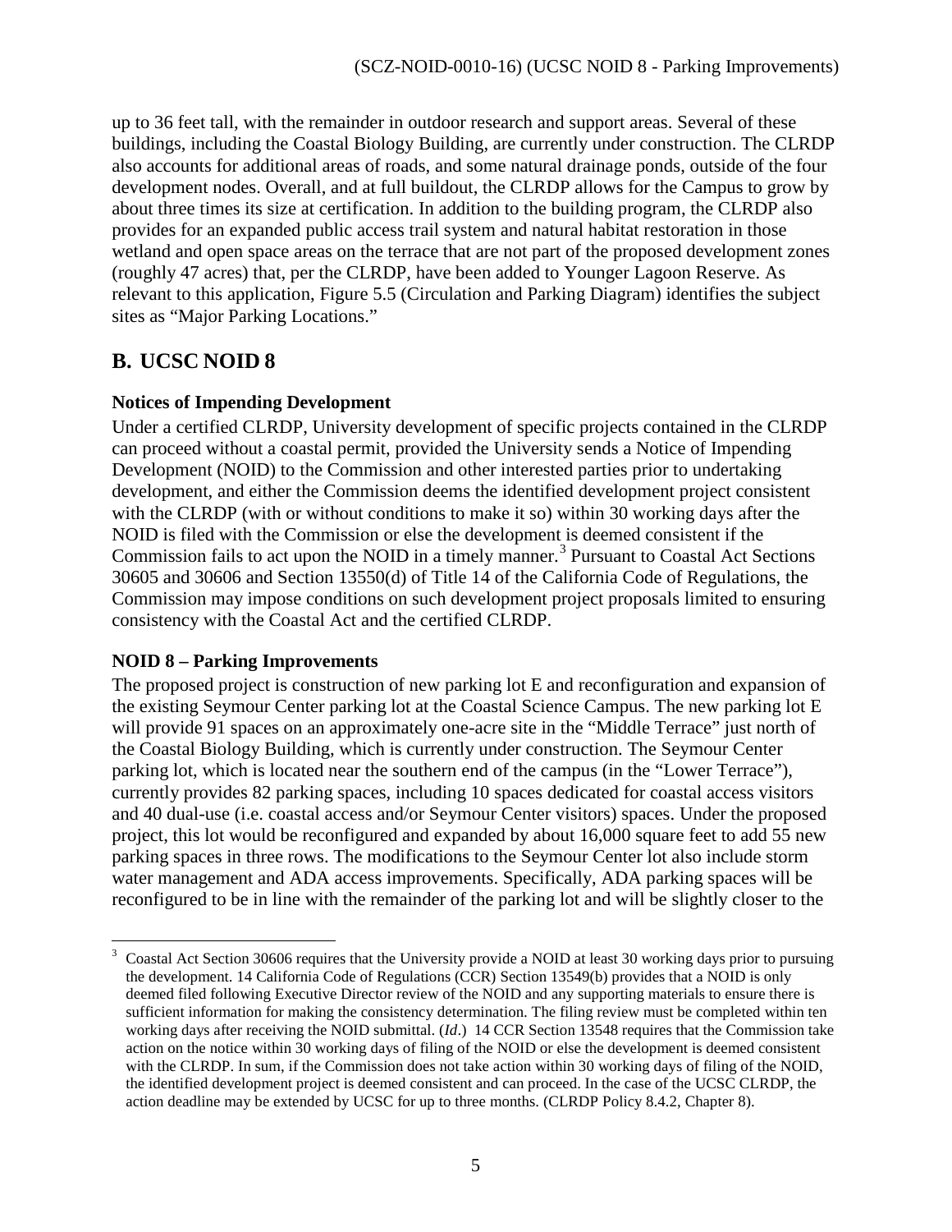up to 36 feet tall, with the remainder in outdoor research and support areas. Several of these buildings, including the Coastal Biology Building, are currently under construction. The CLRDP also accounts for additional areas of roads, and some natural drainage ponds, outside of the four development nodes. Overall, and at full buildout, the CLRDP allows for the Campus to grow by about three times its size at certification. In addition to the building program, the CLRDP also provides for an expanded public access trail system and natural habitat restoration in those wetland and open space areas on the terrace that are not part of the proposed development zones (roughly 47 acres) that, per the CLRDP, have been added to Younger Lagoon Reserve. As relevant to this application, Figure 5.5 (Circulation and Parking Diagram) identifies the subject sites as "Major Parking Locations."

## B. UCSC NOID 8

### Notices of Impending Development

Under a certified CLRDP, University development of specific projects contained in the CLRDP can proceed without a coastal permit, provided the University sends a Notice of Impending Development (NOID) to the Commission and other interested parties prior to undertaking development, and either the Commission deems the identified development project consistent with the CLRDP (with or without conditions to make it so) within 30 working days after the NOID is filed with the Commission or else the development is deemed consistent if the Commission fails to act upon the NOID in a timely manner.[3] Pursuant to Coastal Act Sections 30605 and 30606 and Section 13550(d) of Title 14 of the California Code of Regulations, the Commission may impose conditions on such development project proposals limited to ensuring consistency with the Coastal Act and the certified CLRDP.

### NOID 8 – Parking Improvements

The proposed project is construction of new parking lot E and reconfiguration and expansion of the existing Seymour Center parking lot at the Coastal Science Campus. The new parking lot E will provide 91 spaces on an approximately one-acre site in the "Middle Terrace" just north of the Coastal Biology Building, which is currently under construction. The Seymour Center parking lot, which is located near the southern end of the campus (in the "Lower Terrace"), currently provides 82 parking spaces, including 10 spaces dedicated for coastal access visitors and 40 dual-use (i.e. coastal access and/or Seymour Center visitors) spaces. Under the proposed project, this lot would be reconfigured and expanded by about 16,000 square feet to add 55 new parking spaces in three rows. The modifications to the Seymour Center lot also include storm water management and ADA access improvements. Specifically, ADA parking spaces will be reconfigured to be in line with the remainder of the parking lot and will be slightly closer to the

---

[3] Coastal Act Section 30606 requires that the University provide a NOID at least 30 working days prior to pursuing the development. 14 California Code of Regulations (CCR) Section 13549(b) provides that a NOID is only deemed filed following Executive Director review of the NOID and any supporting materials to ensure there is sufficient information for making the consistency determination. The filing review must be completed within ten working days after receiving the NOID submittal. (*Id*.) 14 CCR Section 13548 requires that the Commission take action on the notice within 30 working days of filing of the NOID or else the development is deemed consistent with the CLRDP. In sum, if the Commission does not take action within 30 working days of filing of the NOID, the identified development project is deemed consistent and can proceed. In the case of the UCSC CLRDP, the action deadline may be extended by UCSC for up to three months. (CLRDP Policy 8.4.2, Chapter 8).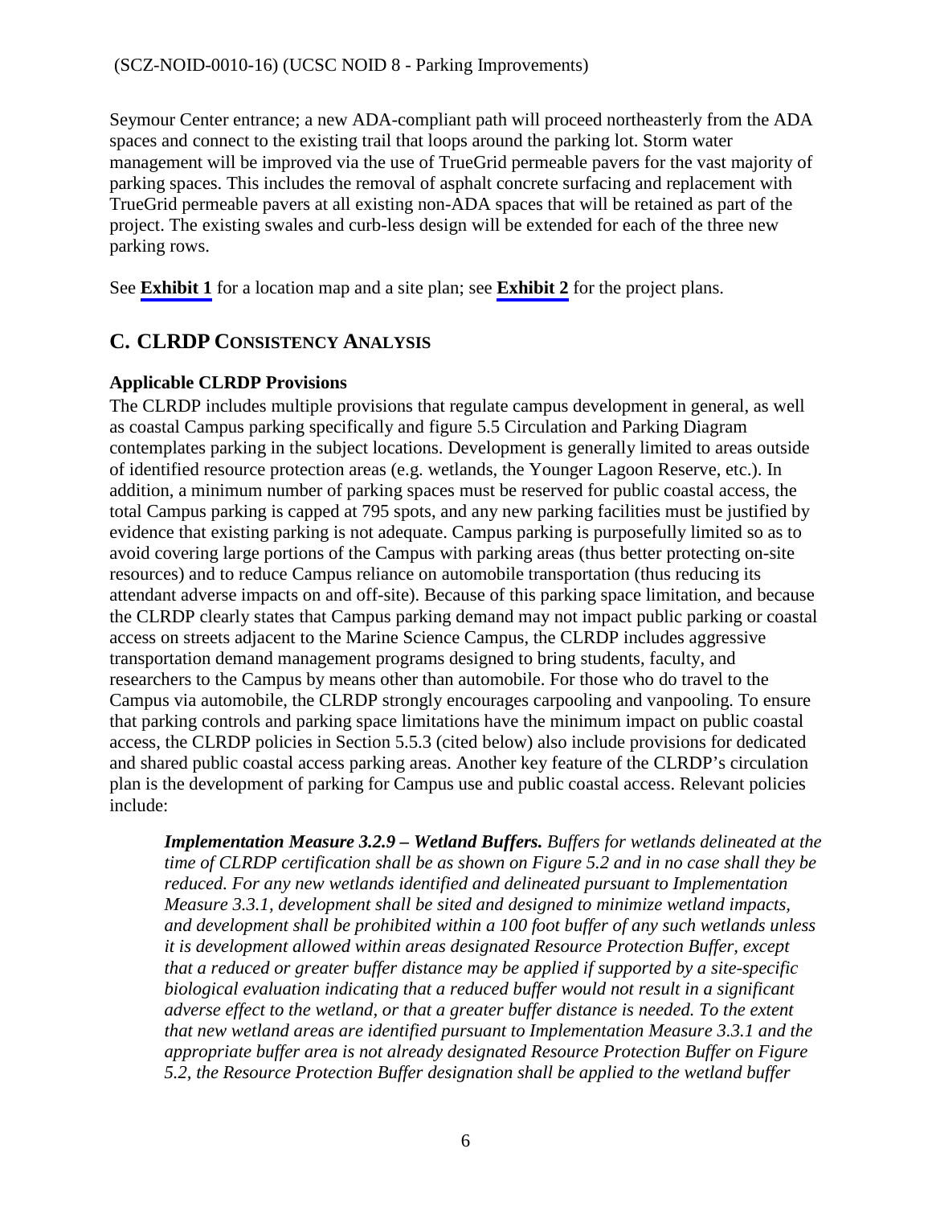Seymour Center entrance; a new ADA-compliant path will proceed northeasterly from the ADA spaces and connect to the existing trail that loops around the parking lot. Storm water management will be improved via the use of TrueGrid permeable pavers for the vast majority of parking spaces. This includes the removal of asphalt concrete surfacing and replacement with TrueGrid permeable pavers at all existing non-ADA spaces that will be retained as part of the project. The existing swales and curb-less design will be extended for each of the three new parking rows.

See **Exhibit 1** for a location map and a site plan; see **Exhibit 2** for the project plans.

## C. CLRDP CONSISTENCY ANALYSIS

### Applicable CLRDP Provisions

The CLRDP includes multiple provisions that regulate campus development in general, as well as coastal Campus parking specifically and figure 5.5 Circulation and Parking Diagram contemplates parking in the subject locations. Development is generally limited to areas outside of identified resource protection areas (e.g. wetlands, the Younger Lagoon Reserve, etc.). In addition, a minimum number of parking spaces must be reserved for public coastal access, the total Campus parking is capped at 795 spots, and any new parking facilities must be justified by evidence that existing parking is not adequate. Campus parking is purposefully limited so as to avoid covering large portions of the Campus with parking areas (thus better protecting on-site resources) and to reduce Campus reliance on automobile transportation (thus reducing its attendant adverse impacts on and off-site). Because of this parking space limitation, and because the CLRDP clearly states that Campus parking demand may not impact public parking or coastal access on streets adjacent to the Marine Science Campus, the CLRDP includes aggressive transportation demand management programs designed to bring students, faculty, and researchers to the Campus by means other than automobile. For those who do travel to the Campus via automobile, the CLRDP strongly encourages carpooling and vanpooling. To ensure that parking controls and parking space limitations have the minimum impact on public coastal access, the CLRDP policies in Section 5.5.3 (cited below) also include provisions for dedicated and shared public coastal access parking areas. Another key feature of the CLRDP's circulation plan is the development of parking for Campus use and public coastal access. Relevant policies include:

> ***Implementation Measure 3.2.9 – Wetland Buffers.*** *Buffers for wetlands delineated at the time of CLRDP certification shall be as shown on Figure 5.2 and in no case shall they be reduced. For any new wetlands identified and delineated pursuant to Implementation Measure 3.3.1, development shall be sited and designed to minimize wetland impacts, and development shall be prohibited within a 100 foot buffer of any such wetlands unless it is development allowed within areas designated Resource Protection Buffer, except that a reduced or greater buffer distance may be applied if supported by a site-specific biological evaluation indicating that a reduced buffer would not result in a significant adverse effect to the wetland, or that a greater buffer distance is needed. To the extent that new wetland areas are identified pursuant to Implementation Measure 3.3.1 and the appropriate buffer area is not already designated Resource Protection Buffer on Figure 5.2, the Resource Protection Buffer designation shall be applied to the wetland buffer*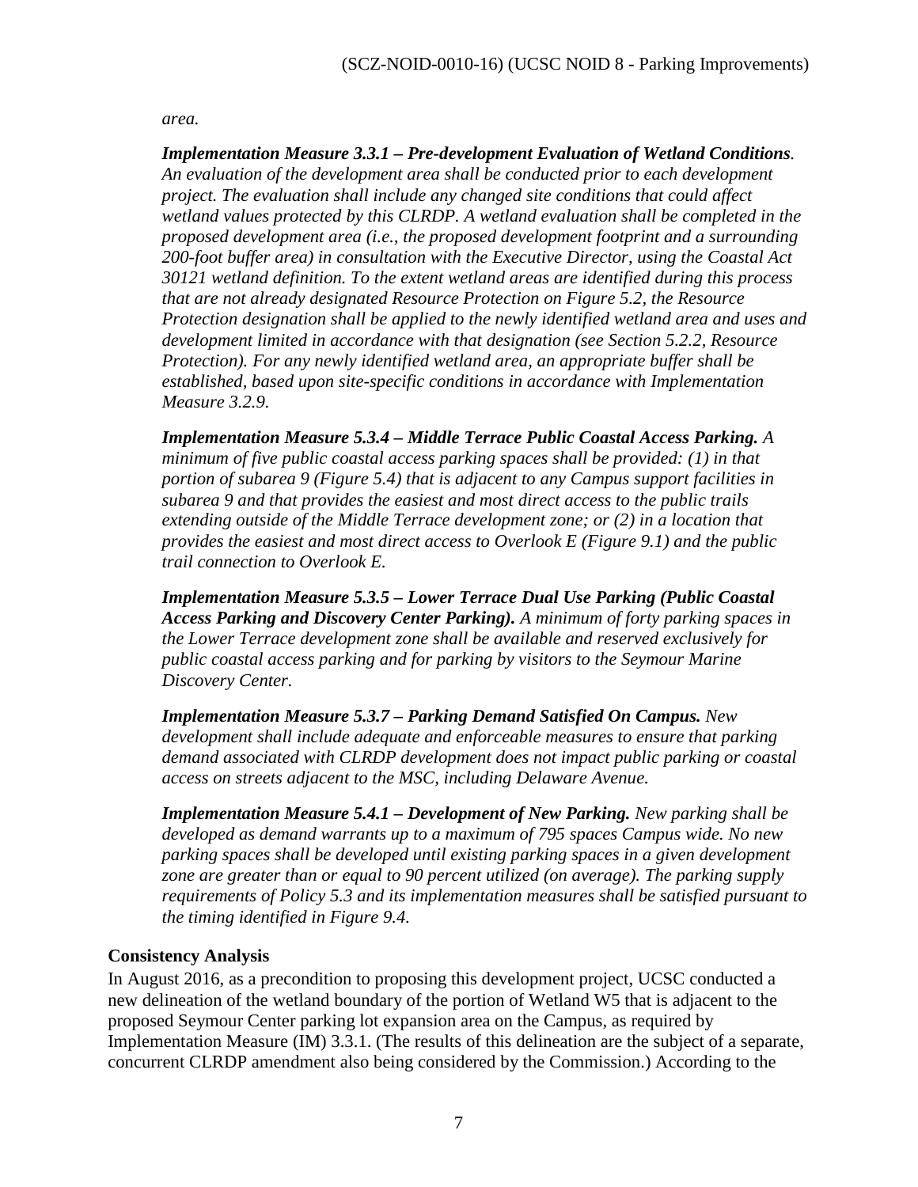*area.*

***Implementation Measure 3.3.1 – Pre-development Evaluation of Wetland Conditions.*** *An evaluation of the development area shall be conducted prior to each development project. The evaluation shall include any changed site conditions that could affect wetland values protected by this CLRDP. A wetland evaluation shall be completed in the proposed development area (i.e., the proposed development footprint and a surrounding 200-foot buffer area) in consultation with the Executive Director, using the Coastal Act 30121 wetland definition. To the extent wetland areas are identified during this process that are not already designated Resource Protection on Figure 5.2, the Resource Protection designation shall be applied to the newly identified wetland area and uses and development limited in accordance with that designation (see Section 5.2.2, Resource Protection). For any newly identified wetland area, an appropriate buffer shall be established, based upon site-specific conditions in accordance with Implementation Measure 3.2.9.*

***Implementation Measure 5.3.4 – Middle Terrace Public Coastal Access Parking.*** *A minimum of five public coastal access parking spaces shall be provided: (1) in that portion of subarea 9 (Figure 5.4) that is adjacent to any Campus support facilities in subarea 9 and that provides the easiest and most direct access to the public trails extending outside of the Middle Terrace development zone; or (2) in a location that provides the easiest and most direct access to Overlook E (Figure 9.1) and the public trail connection to Overlook E.*

***Implementation Measure 5.3.5 – Lower Terrace Dual Use Parking (Public Coastal Access Parking and Discovery Center Parking).*** *A minimum of forty parking spaces in the Lower Terrace development zone shall be available and reserved exclusively for public coastal access parking and for parking by visitors to the Seymour Marine Discovery Center.*

***Implementation Measure 5.3.7 – Parking Demand Satisfied On Campus.*** *New development shall include adequate and enforceable measures to ensure that parking demand associated with CLRDP development does not impact public parking or coastal access on streets adjacent to the MSC, including Delaware Avenue.*

***Implementation Measure 5.4.1 – Development of New Parking.*** *New parking shall be developed as demand warrants up to a maximum of 795 spaces Campus wide. No new parking spaces shall be developed until existing parking spaces in a given development zone are greater than or equal to 90 percent utilized (on average). The parking supply requirements of Policy 5.3 and its implementation measures shall be satisfied pursuant to the timing identified in Figure 9.4.*

**Consistency Analysis**

In August 2016, as a precondition to proposing this development project, UCSC conducted a new delineation of the wetland boundary of the portion of Wetland W5 that is adjacent to the proposed Seymour Center parking lot expansion area on the Campus, as required by Implementation Measure (IM) 3.3.1. (The results of this delineation are the subject of a separate, concurrent CLRDP amendment also being considered by the Commission.) According to the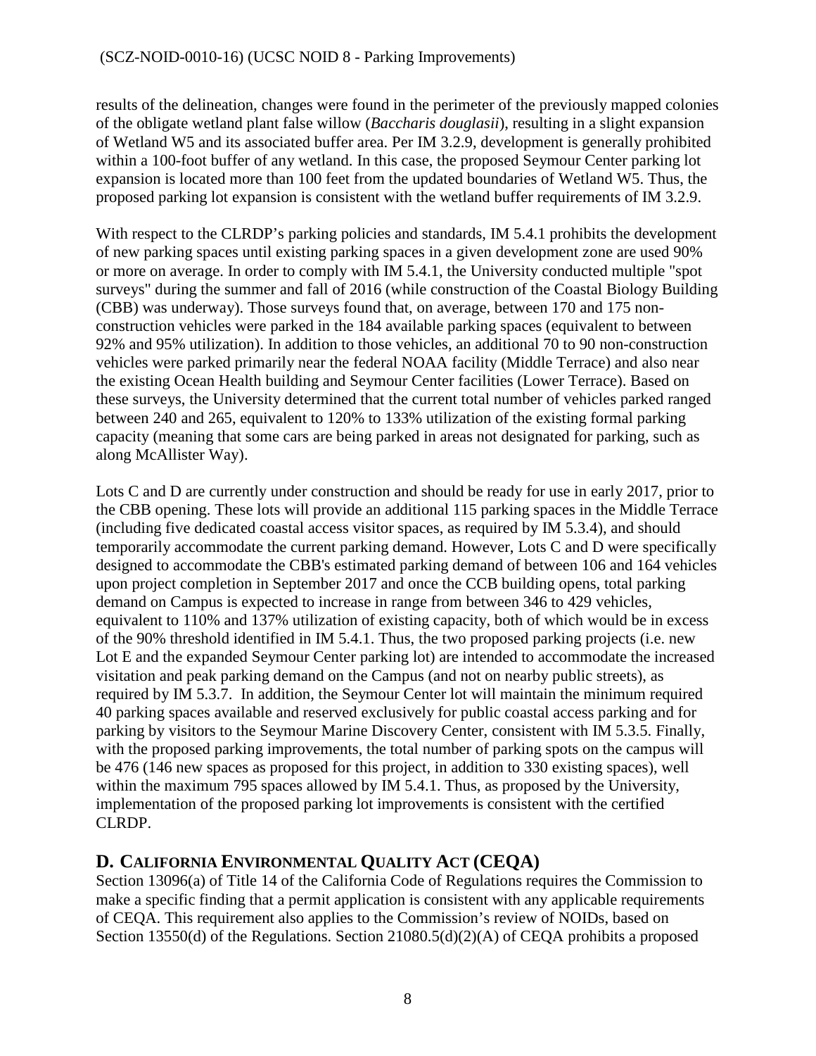results of the delineation, changes were found in the perimeter of the previously mapped colonies of the obligate wetland plant false willow (*Baccharis douglasii*), resulting in a slight expansion of Wetland W5 and its associated buffer area. Per IM 3.2.9, development is generally prohibited within a 100-foot buffer of any wetland. In this case, the proposed Seymour Center parking lot expansion is located more than 100 feet from the updated boundaries of Wetland W5. Thus, the proposed parking lot expansion is consistent with the wetland buffer requirements of IM 3.2.9.

With respect to the CLRDP's parking policies and standards, IM 5.4.1 prohibits the development of new parking spaces until existing parking spaces in a given development zone are used 90% or more on average. In order to comply with IM 5.4.1, the University conducted multiple "spot surveys" during the summer and fall of 2016 (while construction of the Coastal Biology Building (CBB) was underway). Those surveys found that, on average, between 170 and 175 non-construction vehicles were parked in the 184 available parking spaces (equivalent to between 92% and 95% utilization). In addition to those vehicles, an additional 70 to 90 non-construction vehicles were parked primarily near the federal NOAA facility (Middle Terrace) and also near the existing Ocean Health building and Seymour Center facilities (Lower Terrace). Based on these surveys, the University determined that the current total number of vehicles parked ranged between 240 and 265, equivalent to 120% to 133% utilization of the existing formal parking capacity (meaning that some cars are being parked in areas not designated for parking, such as along McAllister Way).

Lots C and D are currently under construction and should be ready for use in early 2017, prior to the CBB opening. These lots will provide an additional 115 parking spaces in the Middle Terrace (including five dedicated coastal access visitor spaces, as required by IM 5.3.4), and should temporarily accommodate the current parking demand. However, Lots C and D were specifically designed to accommodate the CBB's estimated parking demand of between 106 and 164 vehicles upon project completion in September 2017 and once the CCB building opens, total parking demand on Campus is expected to increase in range from between 346 to 429 vehicles, equivalent to 110% and 137% utilization of existing capacity, both of which would be in excess of the 90% threshold identified in IM 5.4.1. Thus, the two proposed parking projects (i.e. new Lot E and the expanded Seymour Center parking lot) are intended to accommodate the increased visitation and peak parking demand on the Campus (and not on nearby public streets), as required by IM 5.3.7. In addition, the Seymour Center lot will maintain the minimum required 40 parking spaces available and reserved exclusively for public coastal access parking and for parking by visitors to the Seymour Marine Discovery Center, consistent with IM 5.3.5. Finally, with the proposed parking improvements, the total number of parking spots on the campus will be 476 (146 new spaces as proposed for this project, in addition to 330 existing spaces), well within the maximum 795 spaces allowed by IM 5.4.1. Thus, as proposed by the University, implementation of the proposed parking lot improvements is consistent with the certified CLRDP.

## D. CALIFORNIA ENVIRONMENTAL QUALITY ACT (CEQA)

Section 13096(a) of Title 14 of the California Code of Regulations requires the Commission to make a specific finding that a permit application is consistent with any applicable requirements of CEQA. This requirement also applies to the Commission's review of NOIDs, based on Section 13550(d) of the Regulations. Section 21080.5(d)(2)(A) of CEQA prohibits a proposed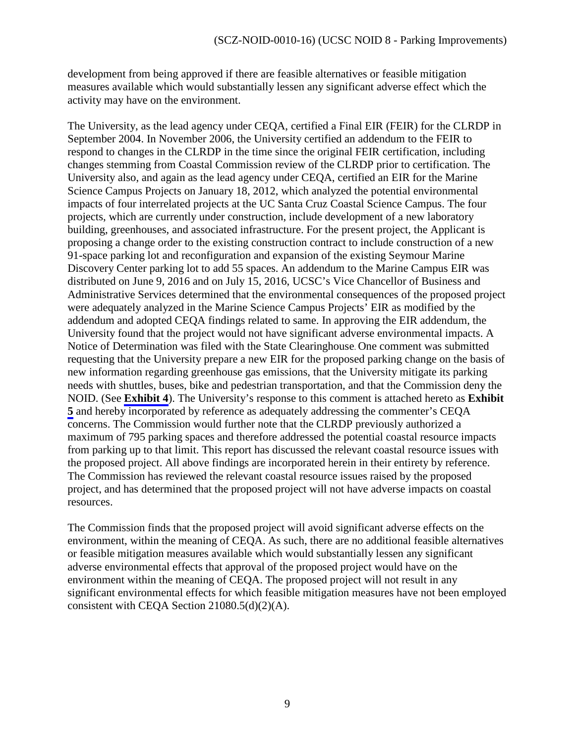development from being approved if there are feasible alternatives or feasible mitigation measures available which would substantially lessen any significant adverse effect which the activity may have on the environment.

The University, as the lead agency under CEQA, certified a Final EIR (FEIR) for the CLRDP in September 2004. In November 2006, the University certified an addendum to the FEIR to respond to changes in the CLRDP in the time since the original FEIR certification, including changes stemming from Coastal Commission review of the CLRDP prior to certification. The University also, and again as the lead agency under CEQA, certified an EIR for the Marine Science Campus Projects on January 18, 2012, which analyzed the potential environmental impacts of four interrelated projects at the UC Santa Cruz Coastal Science Campus. The four projects, which are currently under construction, include development of a new laboratory building, greenhouses, and associated infrastructure. For the present project, the Applicant is proposing a change order to the existing construction contract to include construction of a new 91-space parking lot and reconfiguration and expansion of the existing Seymour Marine Discovery Center parking lot to add 55 spaces. An addendum to the Marine Campus EIR was distributed on June 9, 2016 and on July 15, 2016, UCSC's Vice Chancellor of Business and Administrative Services determined that the environmental consequences of the proposed project were adequately analyzed in the Marine Science Campus Projects' EIR as modified by the addendum and adopted CEQA findings related to same. In approving the EIR addendum, the University found that the project would not have significant adverse environmental impacts. A Notice of Determination was filed with the State Clearinghouse. One comment was submitted requesting that the University prepare a new EIR for the proposed parking change on the basis of new information regarding greenhouse gas emissions, that the University mitigate its parking needs with shuttles, buses, bike and pedestrian transportation, and that the Commission deny the NOID. (See **Exhibit 4**). The University's response to this comment is attached hereto as **Exhibit 5** and hereby incorporated by reference as adequately addressing the commenter's CEQA concerns. The Commission would further note that the CLRDP previously authorized a maximum of 795 parking spaces and therefore addressed the potential coastal resource impacts from parking up to that limit. This report has discussed the relevant coastal resource issues with the proposed project. All above findings are incorporated herein in their entirety by reference. The Commission has reviewed the relevant coastal resource issues raised by the proposed project, and has determined that the proposed project will not have adverse impacts on coastal resources.

The Commission finds that the proposed project will avoid significant adverse effects on the environment, within the meaning of CEQA. As such, there are no additional feasible alternatives or feasible mitigation measures available which would substantially lessen any significant adverse environmental effects that approval of the proposed project would have on the environment within the meaning of CEQA. The proposed project will not result in any significant environmental effects for which feasible mitigation measures have not been employed consistent with CEQA Section 21080.5(d)(2)(A).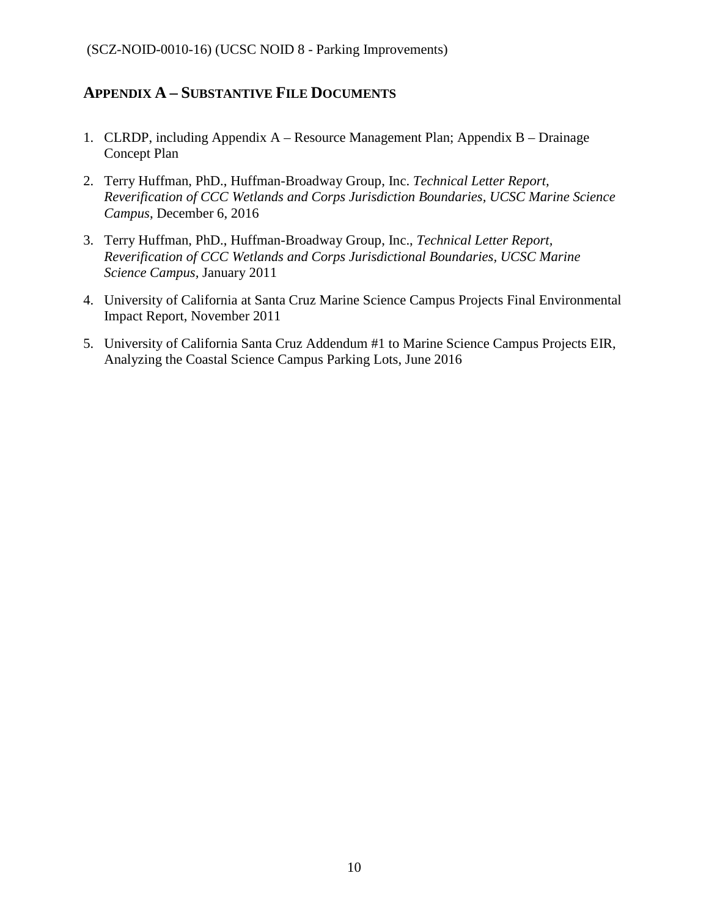## APPENDIX A – SUBSTANTIVE FILE DOCUMENTS

1. CLRDP, including Appendix A – Resource Management Plan; Appendix B – Drainage Concept Plan
2. Terry Huffman, PhD., Huffman-Broadway Group, Inc. *Technical Letter Report, Reverification of CCC Wetlands and Corps Jurisdiction Boundaries, UCSC Marine Science Campus*, December 6, 2016
3. Terry Huffman, PhD., Huffman-Broadway Group, Inc., *Technical Letter Report, Reverification of CCC Wetlands and Corps Jurisdictional Boundaries, UCSC Marine Science Campus*, January 2011
4. University of California at Santa Cruz Marine Science Campus Projects Final Environmental Impact Report, November 2011
5. University of California Santa Cruz Addendum #1 to Marine Science Campus Projects EIR, Analyzing the Coastal Science Campus Parking Lots, June 2016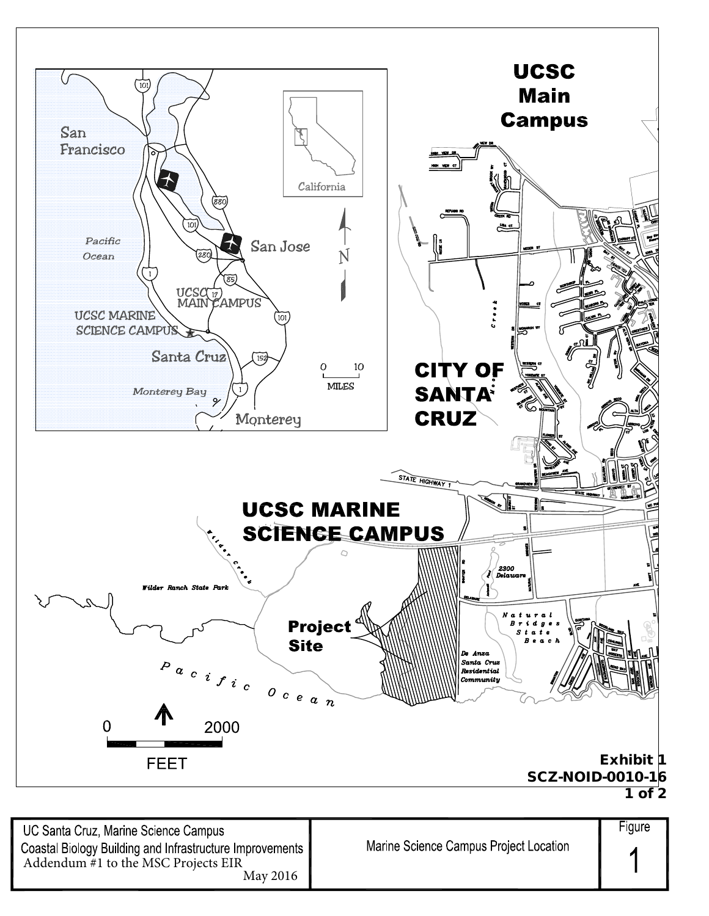UCSC
Main
Campus

San Francisco

San Jose

Pacific Ocean

UCSC MAIN CAMPUS

UCSC MARINE SCIENCE CAMPUS

Santa Cruz

Monterey Bay

Monterey

California

0 10
MILES

CITY OF SANTA CRUZ

UCSC MARINE SCIENCE CAMPUS

Wilder Ranch State Park

Project Site

Natural Bridges State Beach

De Anza Santa Cruz Residential Community

2300 Delaware

Pacific Ocean

0 2000
FEET

Exhibit 1
SCZ-NOID-0010-16
1 of 2

| UC Santa Cruz, Marine Science Campus<br>Coastal Biology Building and Infrastructure Improvements<br>Addendum #1 to the MSC Projects EIR<br>May 2016 | Marine Science Campus Project Location | Figure<br>1 |
|---|---|---|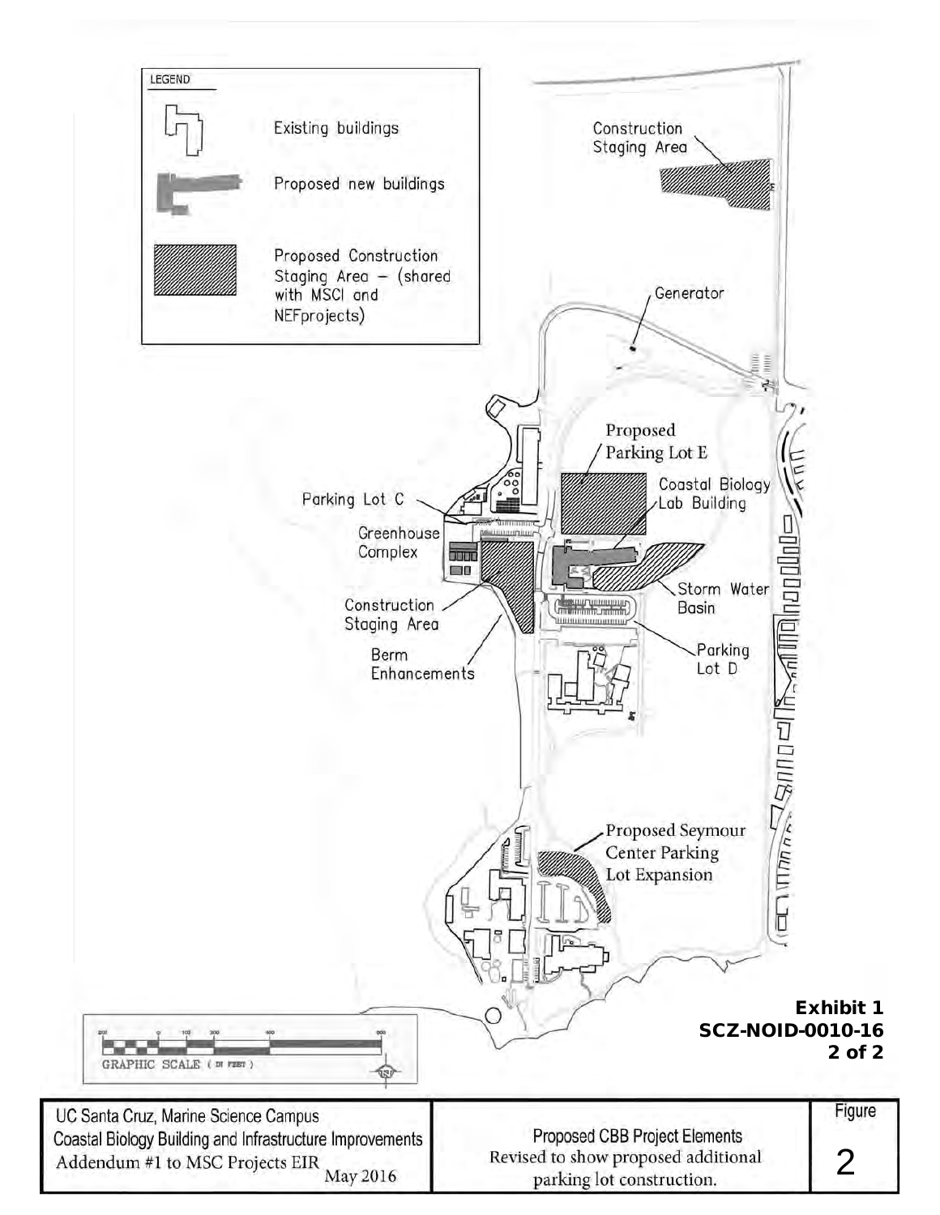LEGEND

Existing buildings

Proposed new buildings

Proposed Construction Staging Area – (shared with MSCI and NEFprojects)

Construction Staging Area

Generator

Proposed Parking Lot E

Coastal Biology Lab Building

Parking Lot C

Greenhouse Complex

Storm Water Basin

Construction Staging Area

Berm Enhancements

Parking Lot D

Proposed Seymour Center Parking Lot Expansion

GRAPHIC SCALE ( IN FEET )

**Exhibit 1**
**SCZ-NOID-0010-16**

| UC Santa Cruz, Marine Science Campus<br>Coastal Biology Building and Infrastructure Improvements<br>Addendum #1 to MSC Projects EIR May 2016 | Proposed CBB Project Elements<br>Revised to show proposed additional parking lot construction. | Figure<br>2 |
|---|---|---|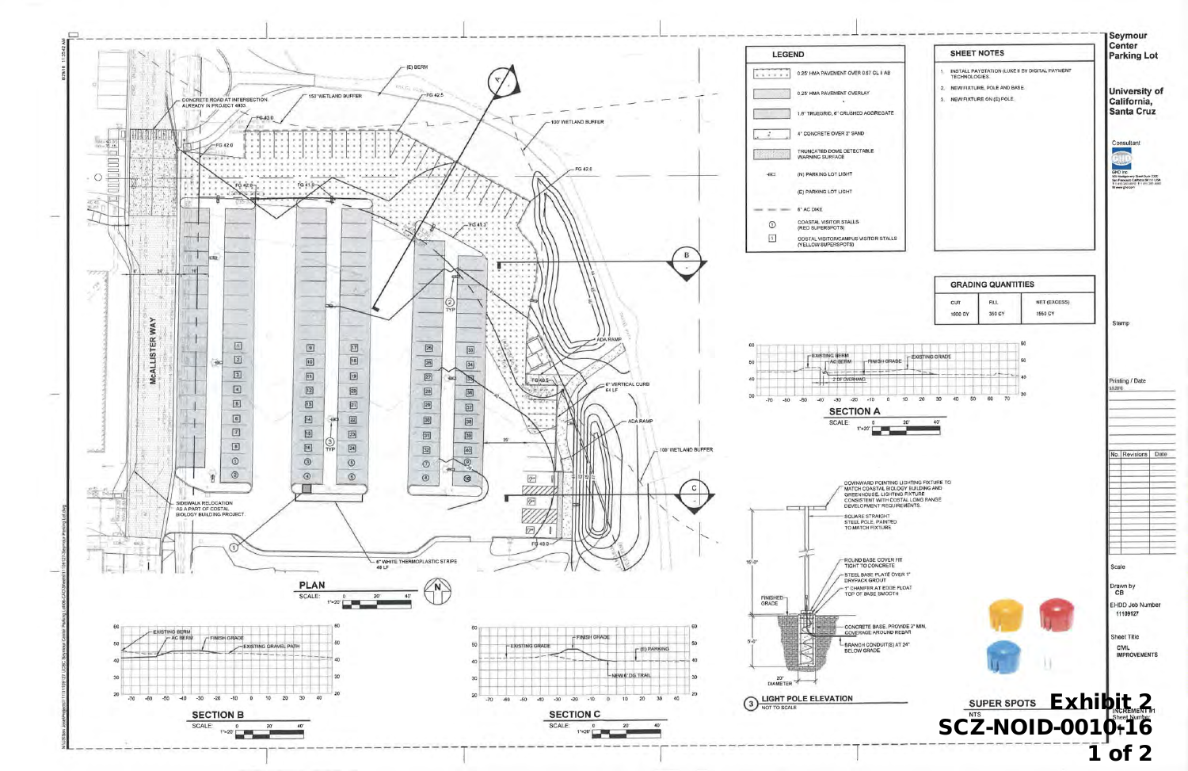# Seymour Center Parking Lot

University of California, Santa Cruz

## LEGEND

- 0.25' HMA PAVEMENT OVER 0.67' CL II AB
- 0.25' HMA PAVEMENT OVERLAY
- 1.6" TRUEGRID, 6" CRUSHED AGGREGATE
- 4" CONCRETE OVER 2" SAND
- TRUNCATED DOME DETECTABLE WARNING SURFACE
- (N) PARKING LOT LIGHT
- (E) PARKING LOT LIGHT
- 6" AC DIKE
- COASTAL VISITOR STALLS (RED SUPERSPOTS)
- COSTAL VISITOR/CAMPUS VISITOR STALLS (YELLOW SUPERSPOTS)

## SHEET NOTES

1. INSTALL PAYSTATION (LUKE II BY DIGITAL PAYMENT TECHNOLOGIES.
2. NEW FIXTURE, POLE AND BASE.
3. NEW FIXTURE ON (E) POLE.

## GRADING QUANTITIES

| CUT | FILL | NET (EXCESS) |
|---|---|---|
| 1800 CY | 350 CY | 1550 CY |

## PLAN

SCALE: 1"=20'

MCALLISTER WAY

(E) BERM; 150' WETLAND BUFFER; 100' WETLAND BUFFER; CONCRETE ROAD AT INTERSECTION ALREADY IN PROJECT 4933; FG 43.0; FG 42.0; FG 42.5; FG 42.0; FG 41.5; FG 41.0; FG 41.3; FG 40.5; FG 40.0; ADA RAMP; 6" VERTICAL CURB 64 LF; SIDEWALK RELOCATION AS A PART OF COSTAL BIOLOGY BUILDING PROJECT; 6" WHITE THERMOPLASTIC STRIPE 48 LF

## SECTION A

SCALE: 1"=20'

EXISTING BERM; AC BERM; FINISH GRADE; EXISTING GRADE; 2' OF OVERHANG

## SECTION B

SCALE: 1"=20'

EXISTING BERM; AC BERM; FINISH GRADE; EXISTING GRAVEL PATH

## SECTION C

SCALE: 1"=20'

EXISTING GRADE; FINISH GRADE; (E) PARKING; NEW 6' DG TRAIL

## 3 LIGHT POLE ELEVATION

NOT TO SCALE

- DOWNWARD POINTING LIGHTING FIXTURE TO MATCH COASTAL BIOLOGY BUILDING AND GREENHOUSE. LIGHTING FIXTURE CONSISTENT WITH COSTAL LONG RANGE DEVELOPMENT REQUIREMENTS.
- SQUARE STRAIGHT STEEL POLE, PAINTED TO MATCH FIXTURE
- ROUND BASE COVER FIT TIGHT TO CONCRETE
- STEEL BASE PLATE OVER 1" DRYPACK GROUT
- 1" CHAMFER AT EDGE FLOAT TOP OF BASE SMOOTH
- FINISHED GRADE
- CONCRETE BASE. PROVIDE 2" MIN. COVERAGE AROUND REBAR
- BRANCH CONDUIT(S) AT 24" BELOW GRADE
- 15'-0"; 5'-0"; 20" DIAMETER

## SUPER SPOTS

NTS

Consultant: GHD Inc.

Stamp

Printing / Date

| No. | Revisions | Date |
|---|---|---|

Scale

Drawn by: CB

EHDD Job Number: 11109127

Sheet Title: CIVIL IMPROVEMENTS

INCREMENT #1 Sheet Number

**Exhibit 2**

**SCZ-NOID-0010-16**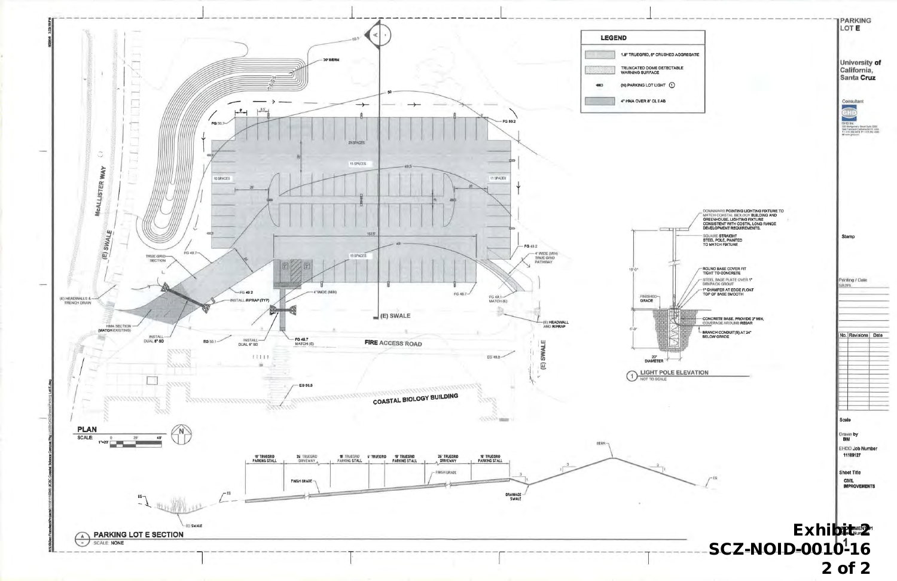# PARKING LOT E

**University of California, Santa Cruz**

Consultant: GHD Inc.

## LEGEND

- 1.5" TRUEGRID, 6" CRUSHED AGGREGATE
- TRUNCATED DOME DETECTABLE WARNING SURFACE
- (N) PARKING LOT LIGHT (1)
- 4" HMA OVER 8" CL II AB

## PLAN

SCALE: 1"=20'

MCALLISTER WAY

(E) SWALE

30' BERM

FG 50.7

FG 50.2

23 SPACES

15 SPACES

12 SPACES

11 SPACES

13 SPACES

152.5'

FG 49.2

4' WIDE (MIN) TRUE GRID PATHWAY

TRUE GRID SECTION

FG 49.7

FG 49.2

INSTALL RIPRAP (TYP)

4" WIDE (MIN)

FG 48.7

FG 49.1 MATCH (E)

(E) HEADWALLS & TRENCH DRAIN

HMA SECTION (MATCH EXISTING)

INSTALL DUAL 8" SD

EG 50.1

INSTALL DUAL 8" SD

FG 49.7 MATCH (E)

(E) SWALE

FIRE ACCESS ROAD

(E) HEADWALL AND RIPRAP

EG 49.8

(E) SWALE

EG 50.3

COASTAL BIOLOGY BUILDING

## LIGHT POLE ELEVATION

(1) NOT TO SCALE

- DOWNWARD POINTING LIGHTING FIXTURE TO MATCH COASTAL BIOLOGY BUILDING AND GREENHOUSE. LIGHTING FIXTURE CONSISTENT WITH COSTAL LONG RANGE DEVELOPMENT REQUIREMENTS.
- SQUARE STRAIGHT STEEL POLE, PAINTED TO MATCH FIXTURE
- ROUND BASE COVER FIT TIGHT TO CONCRETE
- STEEL BASE PLATE OVER 1" DRYPACK GROUT
- 1" CHAMFER AT EDGE FLOAT TOP OF BASE SMOOTH
- FINISHED GRADE
- CONCRETE BASE. PROVIDE 2" MIN. COVERAGE AROUND REBAR
- BRANCH CONDUIT(S) AT 24" BELOW GRADE
- 15'-0"
- 5'-0"
- 20" DIAMETER

## PARKING LOT E SECTION

(A) SCALE: NONE

| 18' TRUEGRID PARKING STALL | 26' TRUEGRID DRIVEWAY | 18' TRUEGRID PARKING STALL | 5' TRUEGRID | 18' TRUEGRID PARKING STALL | 25' TRUEGRID DRIVEWAY | 18' TRUEGRID PARKING STALL |
|---|---|---|---|---|---|---|

FINISH GRADE

DRAINAGE SWALE

BERM

EG

(E) SWALE

| No. | Revisions | Date |
|---|---|---|

Scale

Drawn by: BM

GHD Job Number: 11109127

Sheet Title: CIVIL IMPROVEMENTS

**Exhibit 2**
**SCZ-NOID-0010-16**
**2 of 2**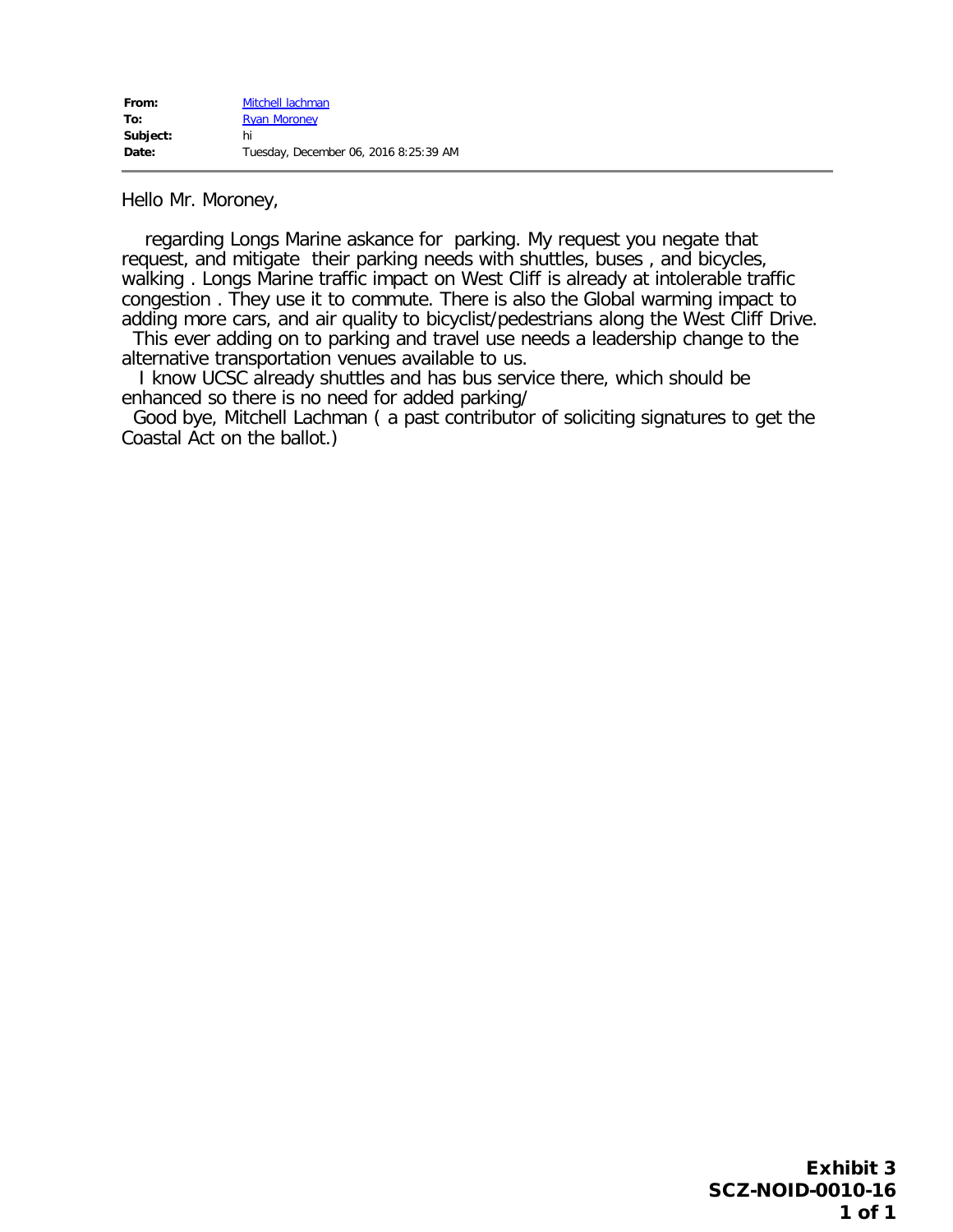| | |
|---|---|
| **From:** | Mitchell lachman |
| **To:** | Ryan Moroney |
| **Subject:** | hi |
| **Date:** | Tuesday, December 06, 2016 8:25:39 AM |

Hello Mr. Moroney,

regarding Longs Marine askance for parking. My request you negate that request, and mitigate their parking needs with shuttles, buses , and bicycles, walking . Longs Marine traffic impact on West Cliff is already at intolerable traffic congestion . They use it to commute. There is also the Global warming impact to adding more cars, and air quality to bicyclist/pedestrians along the West Cliff Drive.

This ever adding on to parking and travel use needs a leadership change to the alternative transportation venues available to us.

I know UCSC already shuttles and has bus service there, which should be enhanced so there is no need for added parking/

Good bye, Mitchell Lachman ( a past contributor of soliciting signatures to get the Coastal Act on the ballot.)

**Exhibit 3**
**SCZ-NOID-0010-16**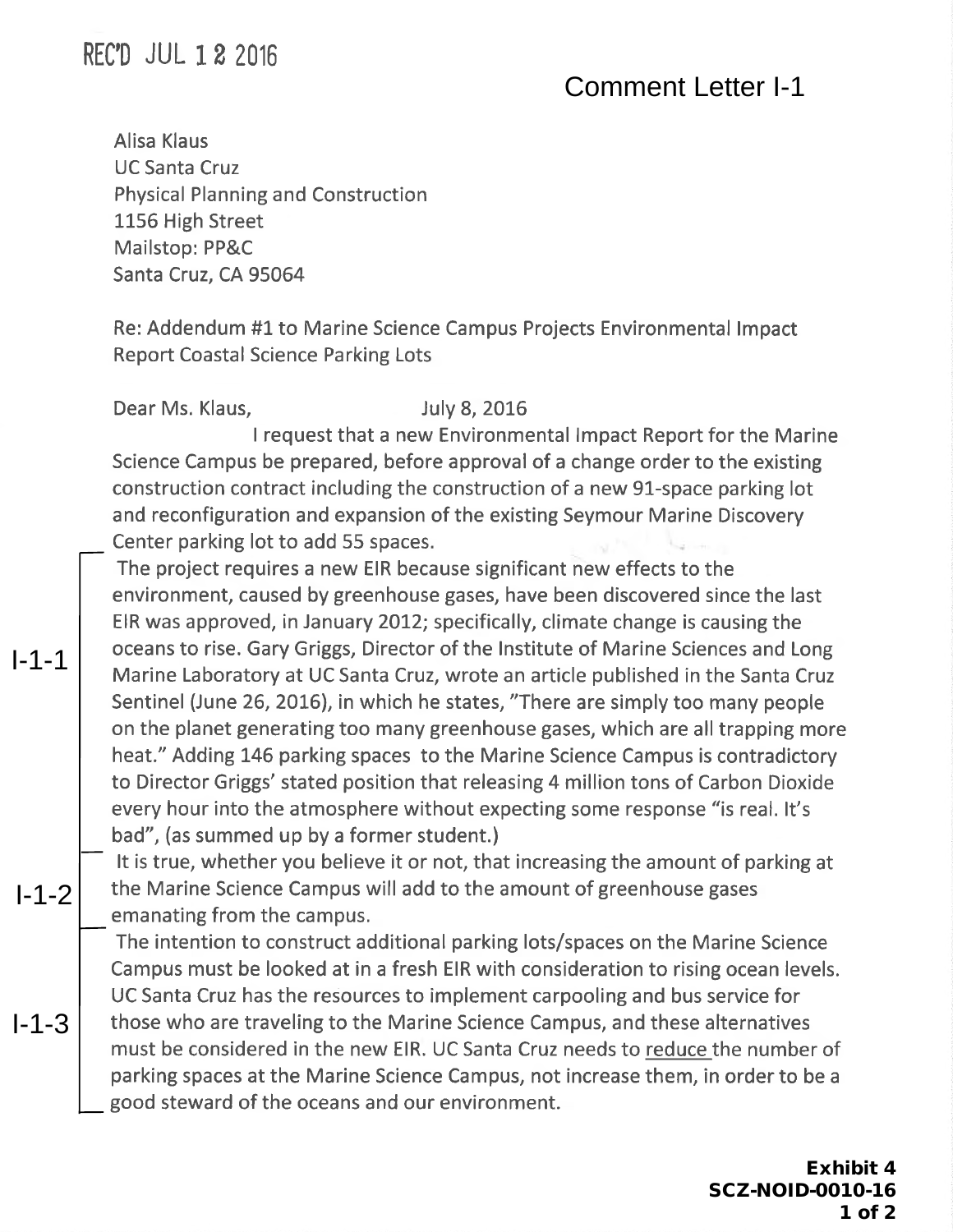REC'D JUL 12 2016

Comment Letter I-1

Alisa Klaus
UC Santa Cruz
Physical Planning and Construction
1156 High Street
Mailstop: PP&C
Santa Cruz, CA 95064

Re: Addendum #1 to Marine Science Campus Projects Environmental Impact Report Coastal Science Parking Lots

Dear Ms. Klaus, July 8, 2016

I request that a new Environmental Impact Report for the Marine Science Campus be prepared, before approval of a change order to the existing construction contract including the construction of a new 91-space parking lot and reconfiguration and expansion of the existing Seymour Marine Discovery Center parking lot to add 55 spaces.

I-1-1 The project requires a new EIR because significant new effects to the environment, caused by greenhouse gases, have been discovered since the last EIR was approved, in January 2012; specifically, climate change is causing the oceans to rise. Gary Griggs, Director of the Institute of Marine Sciences and Long Marine Laboratory at UC Santa Cruz, wrote an article published in the Santa Cruz Sentinel (June 26, 2016), in which he states, "There are simply too many people on the planet generating too many greenhouse gases, which are all trapping more heat." Adding 146 parking spaces to the Marine Science Campus is contradictory to Director Griggs' stated position that releasing 4 million tons of Carbon Dioxide every hour into the atmosphere without expecting some response "is real. It's bad", (as summed up by a former student.)

I-1-2 It is true, whether you believe it or not, that increasing the amount of parking at the Marine Science Campus will add to the amount of greenhouse gases emanating from the campus.

I-1-3 The intention to construct additional parking lots/spaces on the Marine Science Campus must be looked at in a fresh EIR with consideration to rising ocean levels. UC Santa Cruz has the resources to implement carpooling and bus service for those who are traveling to the Marine Science Campus, and these alternatives must be considered in the new EIR. UC Santa Cruz needs to <u>reduce</u> the number of parking spaces at the Marine Science Campus, not increase them, in order to be a good steward of the oceans and our environment.

**Exhibit 4**
**SCZ-NOID-0010-16**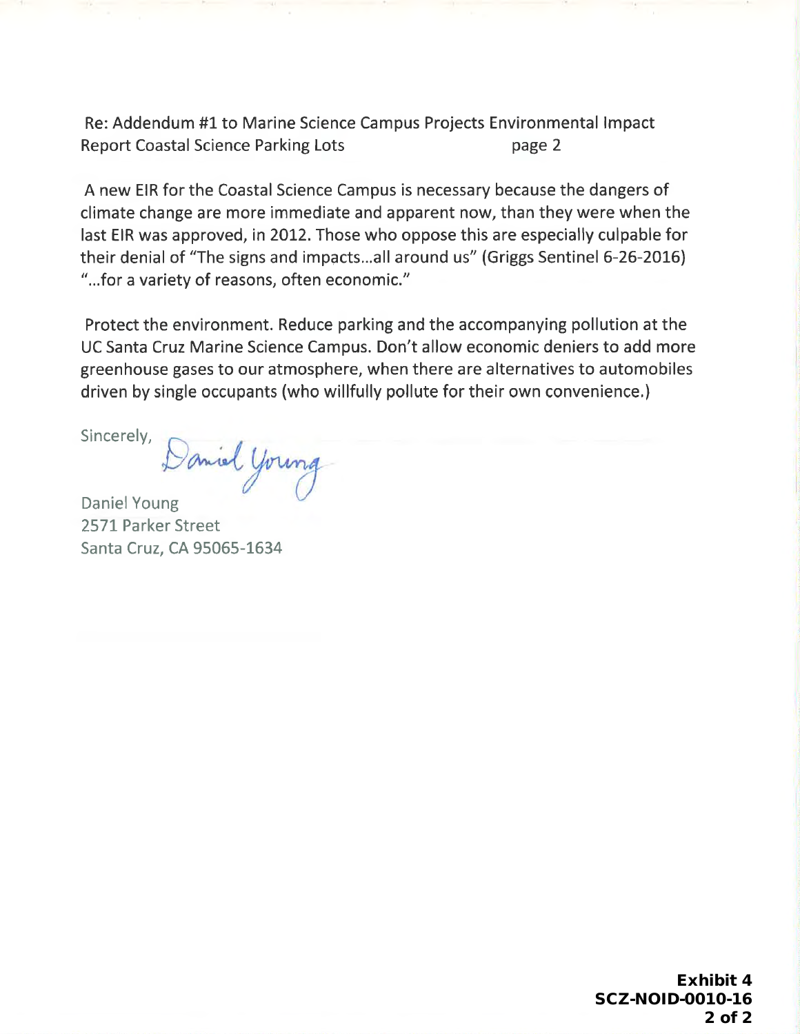Re: Addendum #1 to Marine Science Campus Projects Environmental Impact Report Coastal Science Parking Lots page 2

A new EIR for the Coastal Science Campus is necessary because the dangers of climate change are more immediate and apparent now, than they were when the last EIR was approved, in 2012. Those who oppose this are especially culpable for their denial of "The signs and impacts...all around us" (Griggs Sentinel 6-26-2016) "...for a variety of reasons, often economic."

Protect the environment. Reduce parking and the accompanying pollution at the UC Santa Cruz Marine Science Campus. Don't allow economic deniers to add more greenhouse gases to our atmosphere, when there are alternatives to automobiles driven by single occupants (who willfully pollute for their own convenience.)

Sincerely,

Daniel Young

Daniel Young
2571 Parker Street
Santa Cruz, CA 95065-1634

**Exhibit 4**
**SCZ-NOID-0010-16**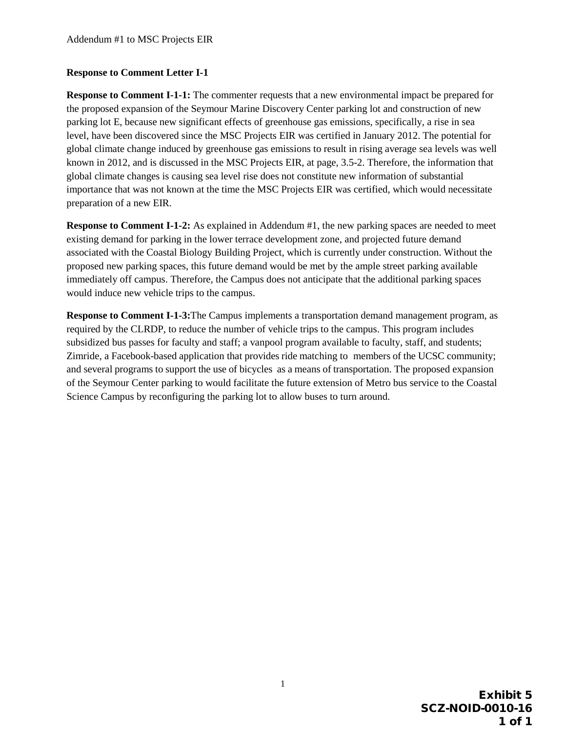**Response to Comment Letter I-1**

**Response to Comment I-1-1:** The commenter requests that a new environmental impact be prepared for the proposed expansion of the Seymour Marine Discovery Center parking lot and construction of new parking lot E, because new significant effects of greenhouse gas emissions, specifically, a rise in sea level, have been discovered since the MSC Projects EIR was certified in January 2012. The potential for global climate change induced by greenhouse gas emissions to result in rising average sea levels was well known in 2012, and is discussed in the MSC Projects EIR, at page, 3.5-2. Therefore, the information that global climate changes is causing sea level rise does not constitute new information of substantial importance that was not known at the time the MSC Projects EIR was certified, which would necessitate preparation of a new EIR.

**Response to Comment I-1-2:** As explained in Addendum #1, the new parking spaces are needed to meet existing demand for parking in the lower terrace development zone, and projected future demand associated with the Coastal Biology Building Project, which is currently under construction. Without the proposed new parking spaces, this future demand would be met by the ample street parking available immediately off campus. Therefore, the Campus does not anticipate that the additional parking spaces would induce new vehicle trips to the campus.

**Response to Comment I-1-3:**The Campus implements a transportation demand management program, as required by the CLRDP, to reduce the number of vehicle trips to the campus. This program includes subsidized bus passes for faculty and staff; a vanpool program available to faculty, staff, and students; Zimride, a Facebook-based application that provides ride matching to members of the UCSC community; and several programs to support the use of bicycles as a means of transportation. The proposed expansion of the Seymour Center parking to would facilitate the future extension of Metro bus service to the Coastal Science Campus by reconfiguring the parking lot to allow buses to turn around.